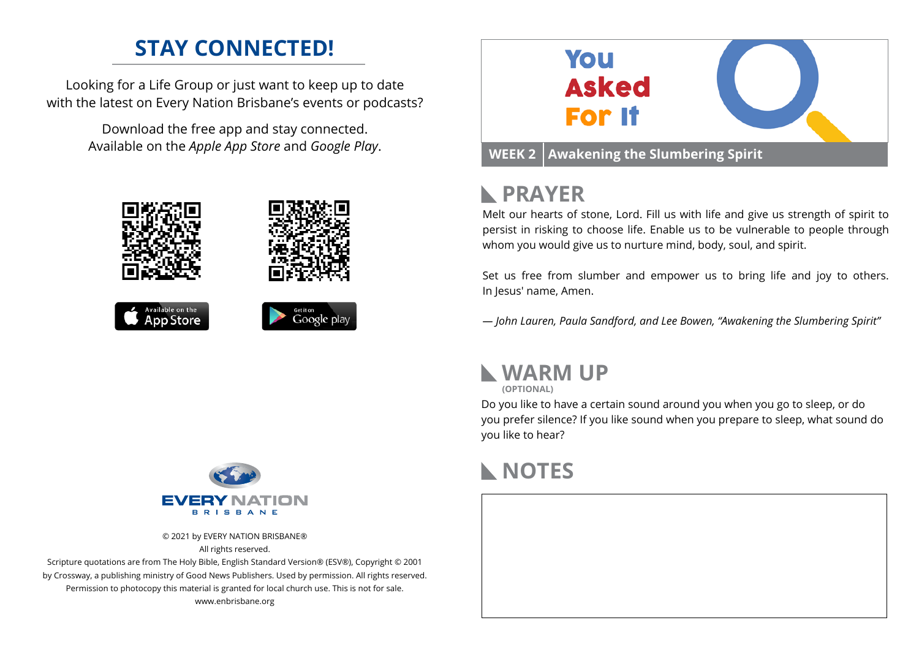# STAY CONNECTED!

Looking for a Life Group or just want to keep up to date with the latest on Every Nation Brisbane's events or podcasts?

Download the free app and stay connected. Available on the *Apple App Store* and *Google Play*.

Available on the App Store

Get it on Google play

EVERY NATION BRISBANE

© 2021 by EVERY NATION BRISBANE®
All rights reserved.
Scripture quotations are from The Holy Bible, English Standard Version® (ESV®), Copyright © 2001 by Crossway, a publishing ministry of Good News Publishers. Used by permission. All rights reserved.
Permission to photocopy this material is granted for local church use. This is not for sale.
www.enbrisbane.org

# You Asked For It

**WEEK 2 | Awakening the Slumbering Spirit**

## PRAYER

Melt our hearts of stone, Lord. Fill us with life and give us strength of spirit to persist in risking to choose life. Enable us to be vulnerable to people through whom you would give us to nurture mind, body, soul, and spirit.

Set us free from slumber and empower us to bring life and joy to others. In Jesus' name, Amen.

*— John Lauren, Paula Sandford, and Lee Bowen, "Awakening the Slumbering Spirit"*

## WARM UP
**(OPTIONAL)**

Do you like to have a certain sound around you when you go to sleep, or do you prefer silence? If you like sound when you prepare to sleep, what sound do you like to hear?

## NOTES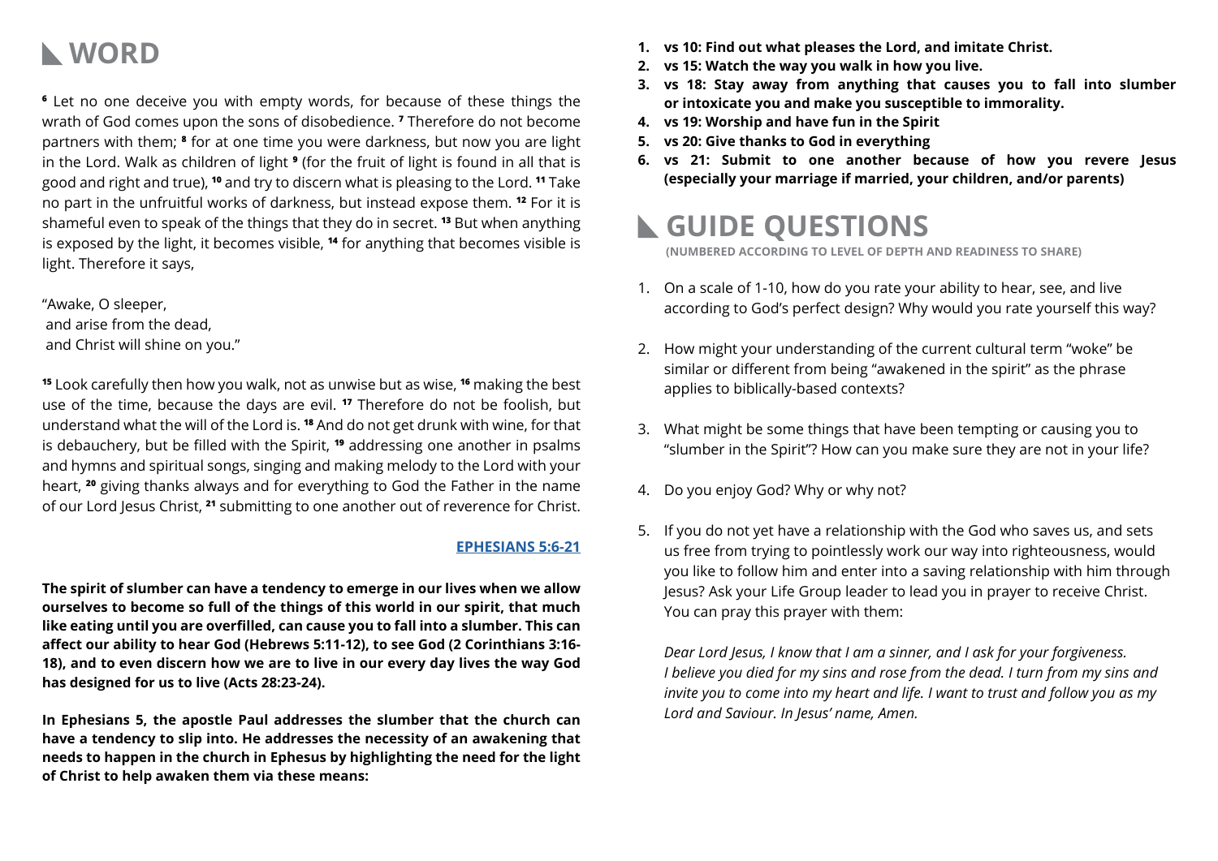## WORD

[6] Let no one deceive you with empty words, for because of these things the wrath of God comes upon the sons of disobedience. [7] Therefore do not become partners with them; [8] for at one time you were darkness, but now you are light in the Lord. Walk as children of light [9] (for the fruit of light is found in all that is good and right and true), [10] and try to discern what is pleasing to the Lord. [11] Take no part in the unfruitful works of darkness, but instead expose them. [12] For it is shameful even to speak of the things that they do in secret. [13] But when anything is exposed by the light, it becomes visible, [14] for anything that becomes visible is light. Therefore it says,

"Awake, O sleeper,
and arise from the dead,
and Christ will shine on you."

[15] Look carefully then how you walk, not as unwise but as wise, [16] making the best use of the time, because the days are evil. [17] Therefore do not be foolish, but understand what the will of the Lord is. [18] And do not get drunk with wine, for that is debauchery, but be filled with the Spirit, [19] addressing one another in psalms and hymns and spiritual songs, singing and making melody to the Lord with your heart, [20] giving thanks always and for everything to God the Father in the name of our Lord Jesus Christ, [21] submitting to one another out of reverence for Christ.

**EPHESIANS 5:6-21**

**The spirit of slumber can have a tendency to emerge in our lives when we allow ourselves to become so full of the things of this world in our spirit, that much like eating until you are overfilled, can cause you to fall into a slumber. This can affect our ability to hear God (Hebrews 5:11-12), to see God (2 Corinthians 3:16-18), and to even discern how we are to live in our every day lives the way God has designed for us to live (Acts 28:23-24).**

**In Ephesians 5, the apostle Paul addresses the slumber that the church can have a tendency to slip into. He addresses the necessity of an awakening that needs to happen in the church in Ephesus by highlighting the need for the light of Christ to help awaken them via these means:**

1. **vs 10: Find out what pleases the Lord, and imitate Christ.**
2. **vs 15: Watch the way you walk in how you live.**
3. **vs 18: Stay away from anything that causes you to fall into slumber or intoxicate you and make you susceptible to immorality.**
4. **vs 19: Worship and have fun in the Spirit**
5. **vs 20: Give thanks to God in everything**
6. **vs 21: Submit to one another because of how you revere Jesus (especially your marriage if married, your children, and/or parents)**

## GUIDE QUESTIONS

**(NUMBERED ACCORDING TO LEVEL OF DEPTH AND READINESS TO SHARE)**

1. On a scale of 1-10, how do you rate your ability to hear, see, and live according to God's perfect design? Why would you rate yourself this way?

2. How might your understanding of the current cultural term "woke" be similar or different from being "awakened in the spirit" as the phrase applies to biblically-based contexts?

3. What might be some things that have been tempting or causing you to "slumber in the Spirit"? How can you make sure they are not in your life?

4. Do you enjoy God? Why or why not?

5. If you do not yet have a relationship with the God who saves us, and sets us free from trying to pointlessly work our way into righteousness, would you like to follow him and enter into a saving relationship with him through Jesus? Ask your Life Group leader to lead you in prayer to receive Christ. You can pray this prayer with them:

   *Dear Lord Jesus, I know that I am a sinner, and I ask for your forgiveness. I believe you died for my sins and rose from the dead. I turn from my sins and invite you to come into my heart and life. I want to trust and follow you as my Lord and Saviour. In Jesus' name, Amen.*